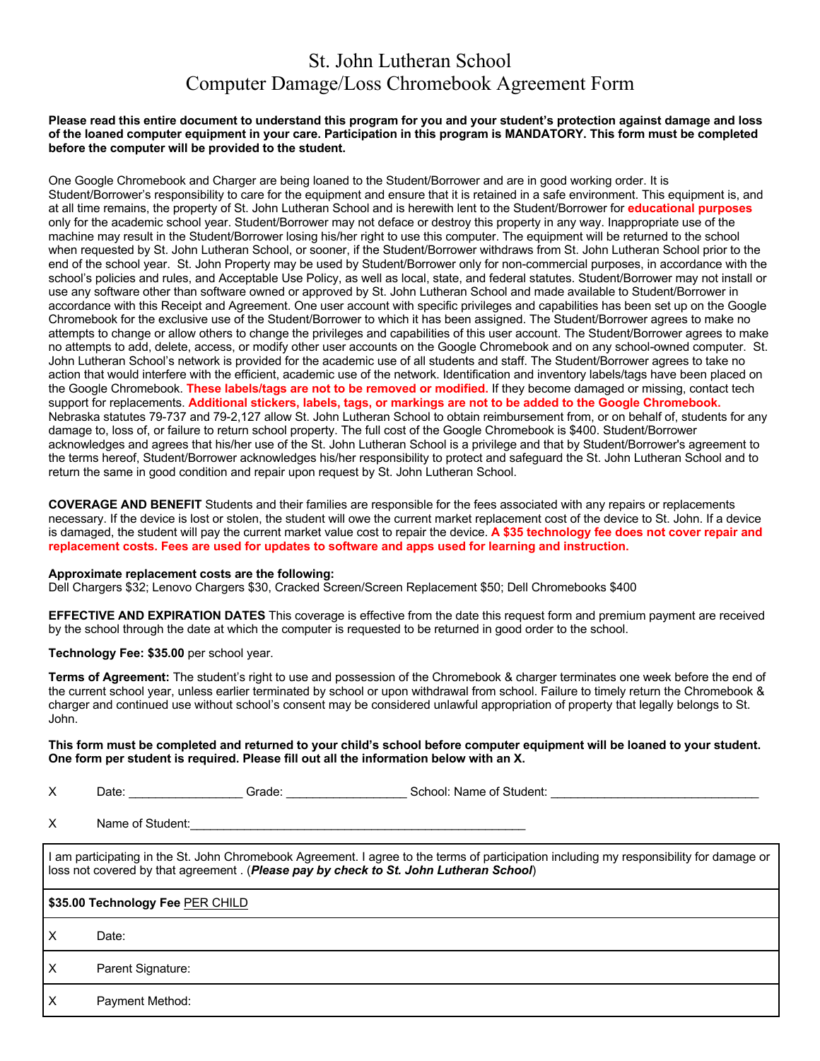# St. John Lutheran School
## Computer Damage/Loss Chromebook Agreement Form

**Please read this entire document to understand this program for you and your student's protection against damage and loss of the loaned computer equipment in your care. Participation in this program is MANDATORY. This form must be completed before the computer will be provided to the student.**

One Google Chromebook and Charger are being loaned to the Student/Borrower and are in good working order. It is Student/Borrower's responsibility to care for the equipment and ensure that it is retained in a safe environment. This equipment is, and at all time remains, the property of St. John Lutheran School and is herewith lent to the Student/Borrower for **educational purposes** only for the academic school year. Student/Borrower may not deface or destroy this property in any way. Inappropriate use of the machine may result in the Student/Borrower losing his/her right to use this computer. The equipment will be returned to the school when requested by St. John Lutheran School, or sooner, if the Student/Borrower withdraws from St. John Lutheran School prior to the end of the school year. St. John Property may be used by Student/Borrower only for non-commercial purposes, in accordance with the school's policies and rules, and Acceptable Use Policy, as well as local, state, and federal statutes. Student/Borrower may not install or use any software other than software owned or approved by St. John Lutheran School and made available to Student/Borrower in accordance with this Receipt and Agreement. One user account with specific privileges and capabilities has been set up on the Google Chromebook for the exclusive use of the Student/Borrower to which it has been assigned. The Student/Borrower agrees to make no attempts to change or allow others to change the privileges and capabilities of this user account. The Student/Borrower agrees to make no attempts to add, delete, access, or modify other user accounts on the Google Chromebook and on any school-owned computer. St. John Lutheran School's network is provided for the academic use of all students and staff. The Student/Borrower agrees to take no action that would interfere with the efficient, academic use of the network. Identification and inventory labels/tags have been placed on the Google Chromebook. **These labels/tags are not to be removed or modified.** If they become damaged or missing, contact tech support for replacements. **Additional stickers, labels, tags, or markings are not to be added to the Google Chromebook.** Nebraska statutes 79-737 and 79-2,127 allow St. John Lutheran School to obtain reimbursement from, or on behalf of, students for any damage to, loss of, or failure to return school property. The full cost of the Google Chromebook is $400. Student/Borrower acknowledges and agrees that his/her use of the St. John Lutheran School is a privilege and that by Student/Borrower's agreement to the terms hereof, Student/Borrower acknowledges his/her responsibility to protect and safeguard the St. John Lutheran School and to return the same in good condition and repair upon request by St. John Lutheran School.

**COVERAGE AND BENEFIT** Students and their families are responsible for the fees associated with any repairs or replacements necessary. If the device is lost or stolen, the student will owe the current market replacement cost of the device to St. John. If a device is damaged, the student will pay the current market value cost to repair the device. **A $35 technology fee does not cover repair and replacement costs. Fees are used for updates to software and apps used for learning and instruction.**

**Approximate replacement costs are the following:**
Dell Chargers $32; Lenovo Chargers $30, Cracked Screen/Screen Replacement $50; Dell Chromebooks $400

**EFFECTIVE AND EXPIRATION DATES** This coverage is effective from the date this request form and premium payment are received by the school through the date at which the computer is requested to be returned in good order to the school.

**Technology Fee: $35.00** per school year.

**Terms of Agreement:** The student's right to use and possession of the Chromebook & charger terminates one week before the end of the current school year, unless earlier terminated by school or upon withdrawal from school. Failure to timely return the Chromebook & charger and continued use without school's consent may be considered unlawful appropriation of property that legally belongs to St. John.

**This form must be completed and returned to your child's school before computer equipment will be loaned to your student. One form per student is required. Please fill out all the information below with an X.**

X Date: ________________ Grade: _________________ School: Name of Student: ______________________________

X Name of Student: ___________________________________________________

| I am participating in the St. John Chromebook Agreement. I agree to the terms of participation including my responsibility for damage or loss not covered by that agreement . (***Please pay by check to St. John Lutheran School***) |
|---|
| **$35.00 Technology Fee** PER CHILD |
| X Date: |
| X Parent Signature: |
| X Payment Method: |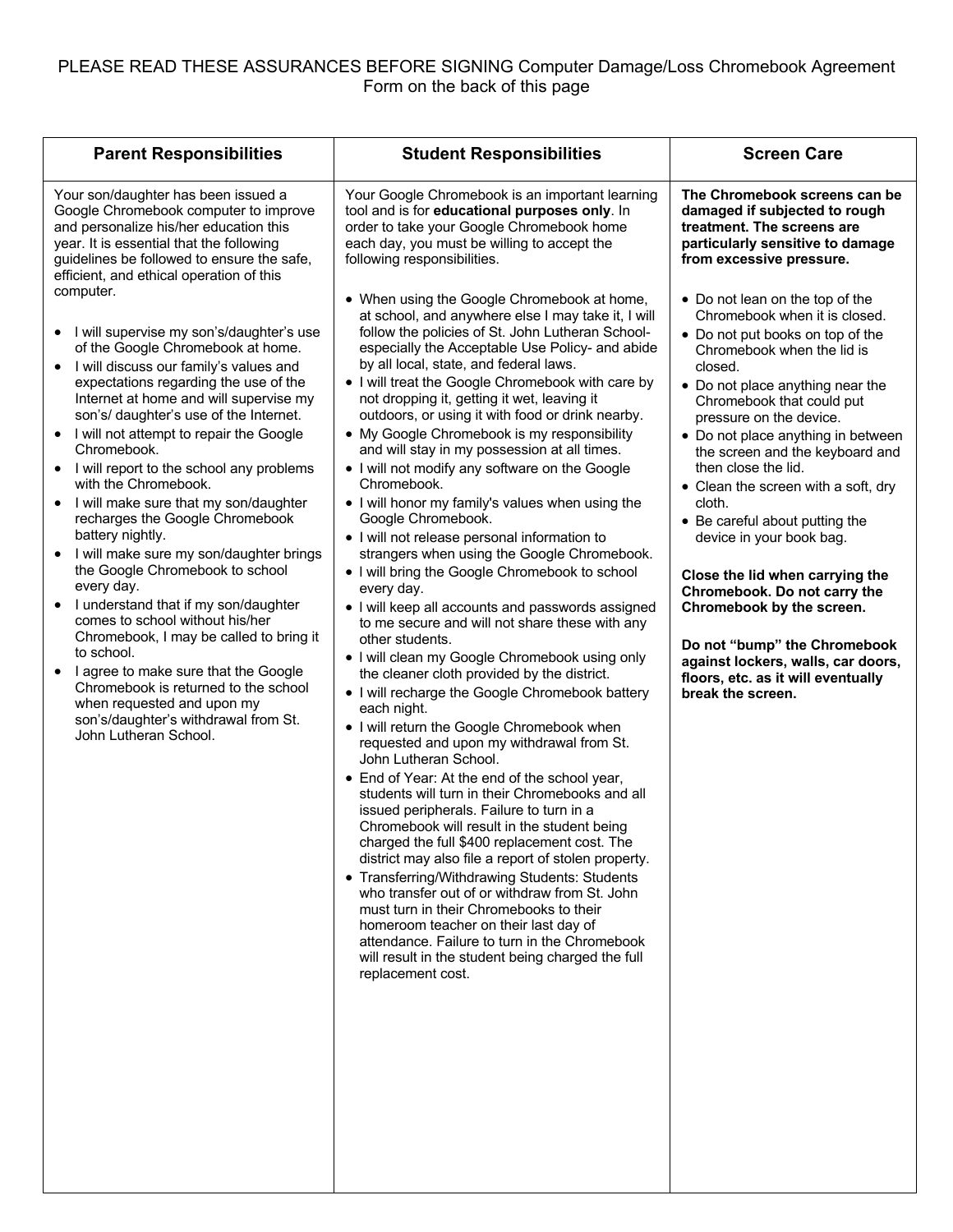PLEASE READ THESE ASSURANCES BEFORE SIGNING Computer Damage/Loss Chromebook Agreement Form on the back of this page

## Parent Responsibilities

Your son/daughter has been issued a Google Chromebook computer to improve and personalize his/her education this year. It is essential that the following guidelines be followed to ensure the safe, efficient, and ethical operation of this computer.

- I will supervise my son's/daughter's use of the Google Chromebook at home.
- I will discuss our family's values and expectations regarding the use of the Internet at home and will supervise my son's/ daughter's use of the Internet.
- I will not attempt to repair the Google Chromebook.
- I will report to the school any problems with the Chromebook.
- I will make sure that my son/daughter recharges the Google Chromebook battery nightly.
- I will make sure my son/daughter brings the Google Chromebook to school every day.
- I understand that if my son/daughter comes to school without his/her Chromebook, I may be called to bring it to school.
- I agree to make sure that the Google Chromebook is returned to the school when requested and upon my son's/daughter's withdrawal from St. John Lutheran School.

## Student Responsibilities

Your Google Chromebook is an important learning tool and is for **educational purposes only**. In order to take your Google Chromebook home each day, you must be willing to accept the following responsibilities.

- When using the Google Chromebook at home, at school, and anywhere else I may take it, I will follow the policies of St. John Lutheran School- especially the Acceptable Use Policy- and abide by all local, state, and federal laws.
- I will treat the Google Chromebook with care by not dropping it, getting it wet, leaving it outdoors, or using it with food or drink nearby.
- My Google Chromebook is my responsibility and will stay in my possession at all times.
- I will not modify any software on the Google Chromebook.
- I will honor my family's values when using the Google Chromebook.
- I will not release personal information to strangers when using the Google Chromebook.
- I will bring the Google Chromebook to school every day.
- I will keep all accounts and passwords assigned to me secure and will not share these with any other students.
- I will clean my Google Chromebook using only the cleaner cloth provided by the district.
- I will recharge the Google Chromebook battery each night.
- I will return the Google Chromebook when requested and upon my withdrawal from St. John Lutheran School.
- End of Year: At the end of the school year, students will turn in their Chromebooks and all issued peripherals. Failure to turn in a Chromebook will result in the student being charged the full $400 replacement cost. The district may also file a report of stolen property.
- Transferring/Withdrawing Students: Students who transfer out of or withdraw from St. John must turn in their Chromebooks to their homeroom teacher on their last day of attendance. Failure to turn in the Chromebook will result in the student being charged the full replacement cost.

## Screen Care

**The Chromebook screens can be damaged if subjected to rough treatment. The screens are particularly sensitive to damage from excessive pressure.**

- Do not lean on the top of the Chromebook when it is closed.
- Do not put books on top of the Chromebook when the lid is closed.
- Do not place anything near the Chromebook that could put pressure on the device.
- Do not place anything in between the screen and the keyboard and then close the lid.
- Clean the screen with a soft, dry cloth.
- Be careful about putting the device in your book bag.

**Close the lid when carrying the Chromebook. Do not carry the Chromebook by the screen.**

**Do not "bump" the Chromebook against lockers, walls, car doors, floors, etc. as it will eventually break the screen.**